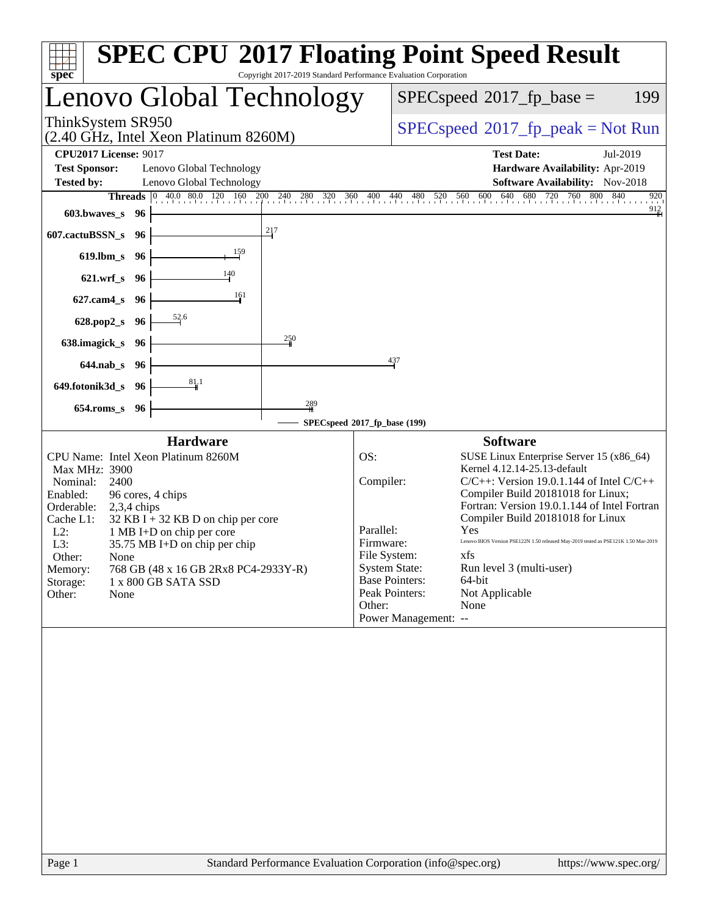# SPEC CPU 2017 Floating Point Speed Result

Copyright 2017-2019 Standard Performance Evaluation Corporation

## Lenovo Global Technology

ThinkSystem SR950
(2.40 GHz, Intel Xeon Platinum 8260M)

SPECspeed 2017_fp_base = 199

SPECspeed 2017_fp_peak = Not Run

**CPU2017 License:** 9017
**Test Sponsor:** Lenovo Global Technology
**Tested by:** Lenovo Global Technology

**Test Date:** Jul-2019
**Hardware Availability:** Apr-2019
**Software Availability:** Nov-2018

| Benchmark | Threads | Base Result |
|---|---|---|
| 603.bwaves_s | 96 | 912 |
| 607.cactuBSSN_s | 96 | 217 |
| 619.lbm_s | 96 | 159 |
| 621.wrf_s | 96 | 140 |
| 627.cam4_s | 96 | 161 |
| 628.pop2_s | 96 | 52.6 |
| 638.imagick_s | 96 | 250 |
| 644.nab_s | 96 | 437 |
| 649.fotonik3d_s | 96 | 81.1 |
| 654.roms_s | 96 | 289 |

SPECspeed 2017_fp_base (199)

### Hardware

- CPU Name: Intel Xeon Platinum 8260M
- Max MHz: 3900
- Nominal: 2400
- Enabled: 96 cores, 4 chips
- Orderable: 2,3,4 chips
- Cache L1: 32 KB I + 32 KB D on chip per core
- L2: 1 MB I+D on chip per core
- L3: 35.75 MB I+D on chip per chip
- Other: None
- Memory: 768 GB (48 x 16 GB 2Rx8 PC4-2933Y-R)
- Storage: 1 x 800 GB SATA SSD
- Other: None

### Software

- OS: SUSE Linux Enterprise Server 15 (x86_64) Kernel 4.12.14-25.13-default
- Compiler: C/C++: Version 19.0.1.144 of Intel C/C++ Compiler Build 20181018 for Linux; Fortran: Version 19.0.1.144 of Intel Fortran Compiler Build 20181018 for Linux
- Parallel: Yes
- Firmware: Lenovo BIOS Version PSE122N 1.50 released May-2019 tested as PSE121K 1.50 Mar-2019
- File System: xfs
- System State: Run level 3 (multi-user)
- Base Pointers: 64-bit
- Peak Pointers: Not Applicable
- Other: None
- Power Management: --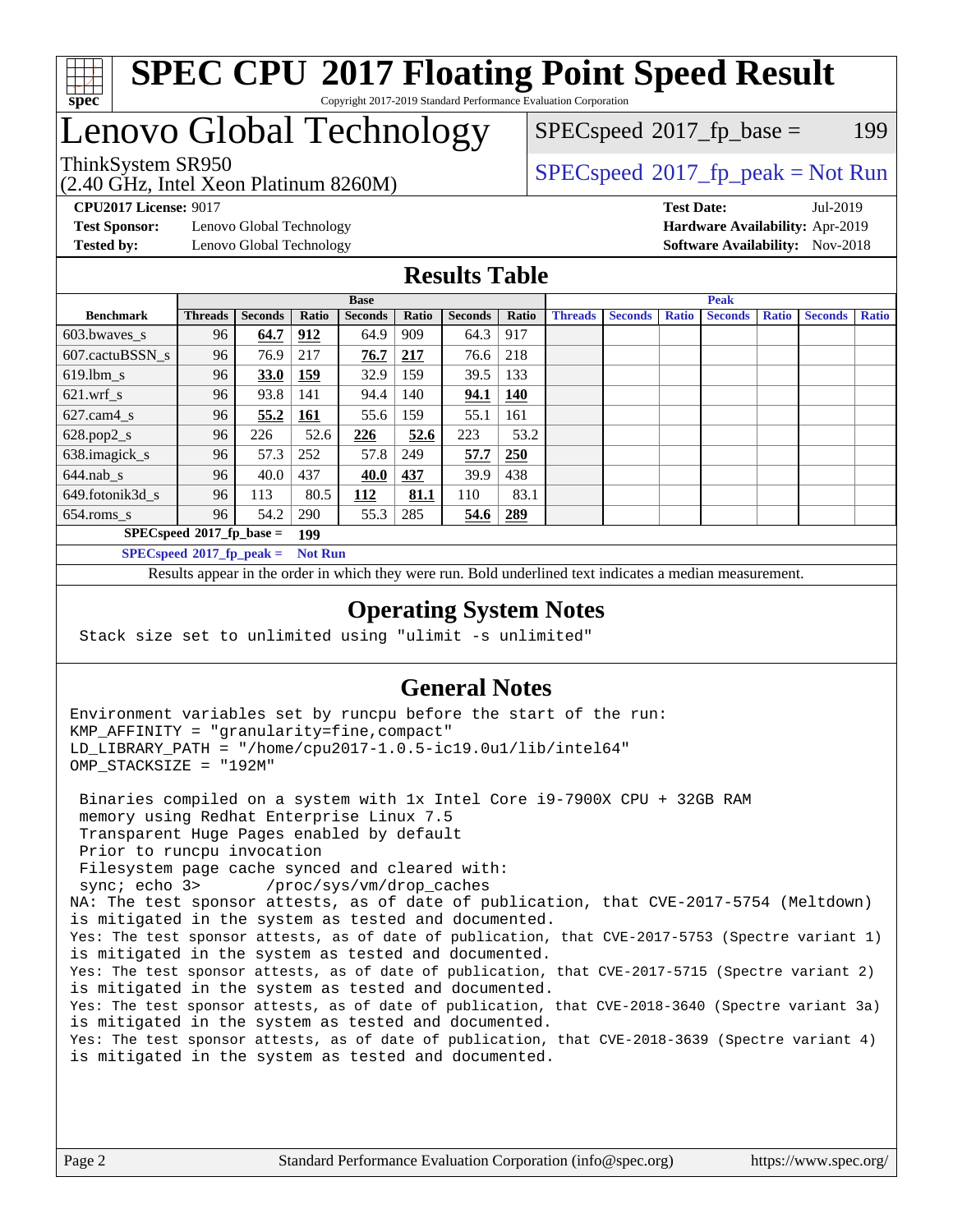# SPEC CPU 2017 Floating Point Speed Result

Copyright 2017-2019 Standard Performance Evaluation Corporation

## Lenovo Global Technology

ThinkSystem SR950
(2.40 GHz, Intel Xeon Platinum 8260M)

SPECspeed 2017_fp_base = 199

SPECspeed 2017_fp_peak = Not Run

**CPU2017 License:** 9017
**Test Sponsor:** Lenovo Global Technology
**Tested by:** Lenovo Global Technology

**Test Date:** Jul-2019
**Hardware Availability:** Apr-2019
**Software Availability:** Nov-2018

## Results Table

| Benchmark | Base | | | | | | | Peak | | | | | | |
|---|---|---|---|---|---|---|---|---|---|---|---|---|---|---|
| | Threads | Seconds | Ratio | Seconds | Ratio | Seconds | Ratio | Threads | Seconds | Ratio | Seconds | Ratio | Seconds | Ratio |
| 603.bwaves_s | 96 | **64.7** | **912** | 64.9 | 909 | 64.3 | 917 | | | | | | | |
| 607.cactuBSSN_s | 96 | 76.9 | 217 | **76.7** | **217** | 76.6 | 218 | | | | | | | |
| 619.lbm_s | 96 | **33.0** | **159** | 32.9 | 159 | 39.5 | 133 | | | | | | | |
| 621.wrf_s | 96 | 93.8 | 141 | 94.4 | 140 | **94.1** | **140** | | | | | | | |
| 627.cam4_s | 96 | **55.2** | **161** | 55.6 | 159 | 55.1 | 161 | | | | | | | |
| 628.pop2_s | 96 | 226 | 52.6 | **226** | **52.6** | 223 | 53.2 | | | | | | | |
| 638.imagick_s | 96 | 57.3 | 252 | 57.8 | 249 | **57.7** | **250** | | | | | | | |
| 644.nab_s | 96 | 40.0 | 437 | **40.0** | **437** | 39.9 | 438 | | | | | | | |
| 649.fotonik3d_s | 96 | 113 | 80.5 | **112** | **81.1** | 110 | 83.1 | | | | | | | |
| 654.roms_s | 96 | 54.2 | 290 | 55.3 | 285 | **54.6** | **289** | | | | | | | |

**SPECspeed 2017_fp_base = 199**

**SPECspeed 2017_fp_peak = Not Run**

Results appear in the order in which they were run. Bold underlined text indicates a median measurement.

## Operating System Notes

```
Stack size set to unlimited using "ulimit -s unlimited"
```

## General Notes

```
Environment variables set by runcpu before the start of the run:
KMP_AFFINITY = "granularity=fine,compact"
LD_LIBRARY_PATH = "/home/cpu2017-1.0.5-ic19.0u1/lib/intel64"
OMP_STACKSIZE = "192M"

 Binaries compiled on a system with 1x Intel Core i9-7900X CPU + 32GB RAM
 memory using Redhat Enterprise Linux 7.5
 Transparent Huge Pages enabled by default
 Prior to runcpu invocation
 Filesystem page cache synced and cleared with:
 sync; echo 3>       /proc/sys/vm/drop_caches
NA: The test sponsor attests, as of date of publication, that CVE-2017-5754 (Meltdown)
is mitigated in the system as tested and documented.
Yes: The test sponsor attests, as of date of publication, that CVE-2017-5753 (Spectre variant 1)
is mitigated in the system as tested and documented.
Yes: The test sponsor attests, as of date of publication, that CVE-2017-5715 (Spectre variant 2)
is mitigated in the system as tested and documented.
Yes: The test sponsor attests, as of date of publication, that CVE-2018-3640 (Spectre variant 3a)
is mitigated in the system as tested and documented.
Yes: The test sponsor attests, as of date of publication, that CVE-2018-3639 (Spectre variant 4)
is mitigated in the system as tested and documented.
```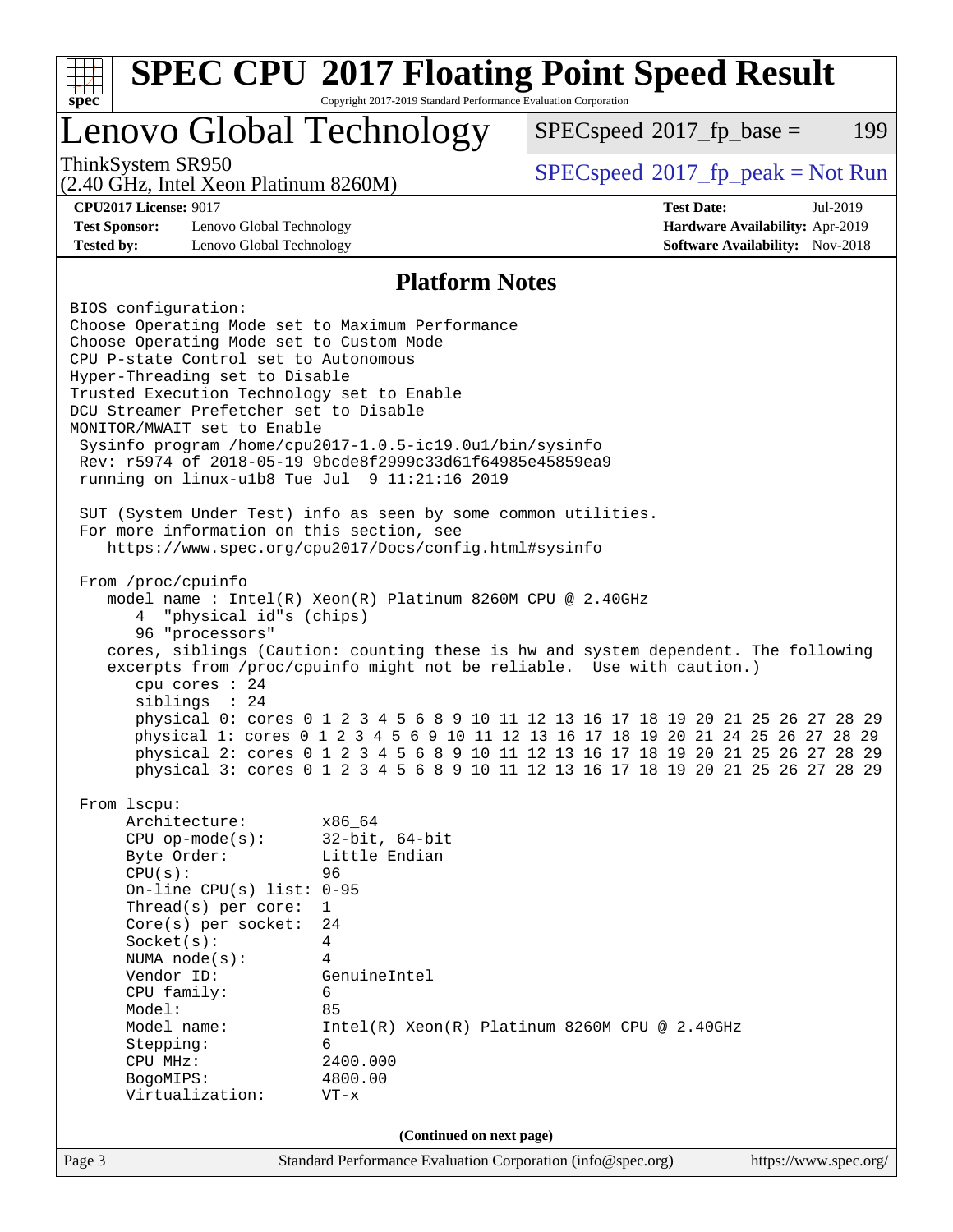# SPEC CPU 2017 Floating Point Speed Result

Copyright 2017-2019 Standard Performance Evaluation Corporation

## Lenovo Global Technology

ThinkSystem SR950
(2.40 GHz, Intel Xeon Platinum 8260M)

SPECspeed 2017_fp_base = 199

SPECspeed 2017_fp_peak = Not Run

**CPU2017 License:** 9017
**Test Sponsor:** Lenovo Global Technology
**Tested by:** Lenovo Global Technology

**Test Date:** Jul-2019
**Hardware Availability:** Apr-2019
**Software Availability:** Nov-2018

## Platform Notes

```
BIOS configuration:
Choose Operating Mode set to Maximum Performance
Choose Operating Mode set to Custom Mode
CPU P-state Control set to Autonomous
Hyper-Threading set to Disable
Trusted Execution Technology set to Enable
DCU Streamer Prefetcher set to Disable
MONITOR/MWAIT set to Enable
 Sysinfo program /home/cpu2017-1.0.5-ic19.0u1/bin/sysinfo
 Rev: r5974 of 2018-05-19 9bcde8f2999c33d61f64985e45859ea9
 running on linux-u1b8 Tue Jul  9 11:21:16 2019

 SUT (System Under Test) info as seen by some common utilities.
 For more information on this section, see
    https://www.spec.org/cpu2017/Docs/config.html#sysinfo

 From /proc/cpuinfo
    model name : Intel(R) Xeon(R) Platinum 8260M CPU @ 2.40GHz
       4  "physical id"s (chips)
       96 "processors"
    cores, siblings (Caution: counting these is hw and system dependent. The following
    excerpts from /proc/cpuinfo might not be reliable.  Use with caution.)
       cpu cores : 24
       siblings  : 24
       physical 0: cores 0 1 2 3 4 5 6 8 9 10 11 12 13 16 17 18 19 20 21 25 26 27 28 29
       physical 1: cores 0 1 2 3 4 5 6 9 10 11 12 13 16 17 18 19 20 21 24 25 26 27 28 29
       physical 2: cores 0 1 2 3 4 5 6 8 9 10 11 12 13 16 17 18 19 20 21 25 26 27 28 29
       physical 3: cores 0 1 2 3 4 5 6 8 9 10 11 12 13 16 17 18 19 20 21 25 26 27 28 29

 From lscpu:
      Architecture:        x86_64
      CPU op-mode(s):      32-bit, 64-bit
      Byte Order:          Little Endian
      CPU(s):              96
      On-line CPU(s) list: 0-95
      Thread(s) per core:  1
      Core(s) per socket:  24
      Socket(s):           4
      NUMA node(s):        4
      Vendor ID:           GenuineIntel
      CPU family:          6
      Model:               85
      Model name:          Intel(R) Xeon(R) Platinum 8260M CPU @ 2.40GHz
      Stepping:            6
      CPU MHz:             2400.000
      BogoMIPS:            4800.00
      Virtualization:      VT-x
```

**(Continued on next page)**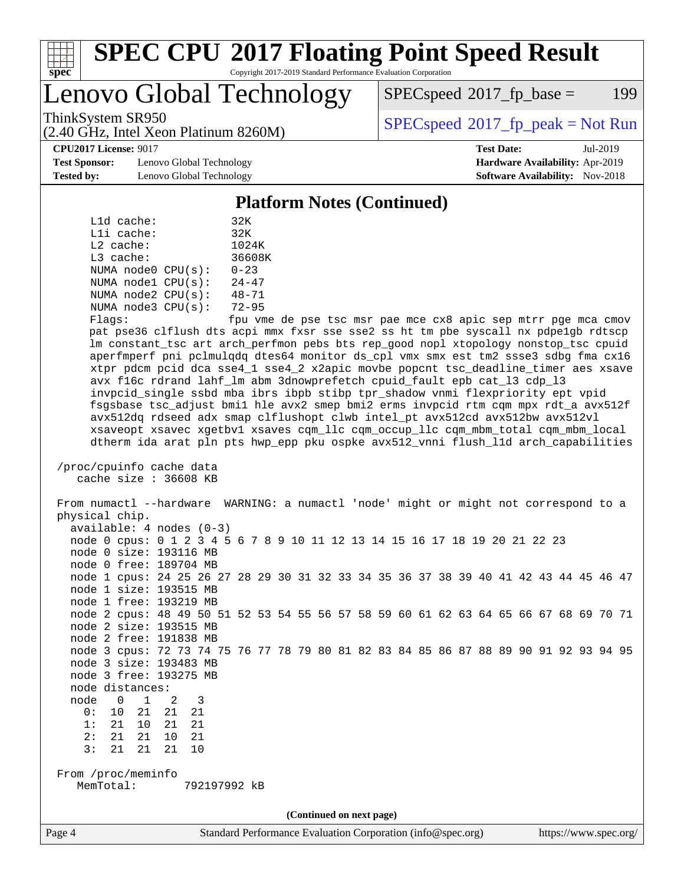## Platform Notes (Continued)

```
    L1d cache:           32K
    L1i cache:           32K
    L2 cache:            1024K
    L3 cache:            36608K
    NUMA node0 CPU(s):   0-23
    NUMA node1 CPU(s):   24-47
    NUMA node2 CPU(s):   48-71
    NUMA node3 CPU(s):   72-95
    Flags:               fpu vme de pse tsc msr pae mce cx8 apic sep mtrr pge mca cmov
    pat pse36 clflush dts acpi mmx fxsr sse sse2 ss ht tm pbe syscall nx pdpe1gb rdtscp
    lm constant_tsc art arch_perfmon pebs bts rep_good nopl xtopology nonstop_tsc cpuid
    aperfmperf pni pclmulqdq dtes64 monitor ds_cpl vmx smx est tm2 ssse3 sdbg fma cx16
    xtpr pdcm pcid dca sse4_1 sse4_2 x2apic movbe popcnt tsc_deadline_timer aes xsave
    avx f16c rdrand lahf_lm abm 3dnowprefetch cpuid_fault epb cat_l3 cdp_l3
    invpcid_single ssbd mba ibrs ibpb stibp tpr_shadow vnmi flexpriority ept vpid
    fsgsbase tsc_adjust bmi1 hle avx2 smep bmi2 erms invpcid rtm cqm mpx rdt_a avx512f
    avx512dq rdseed adx smap clflushopt clwb intel_pt avx512cd avx512bw avx512vl
    xsaveopt xsavec xgetbv1 xsaves cqm_llc cqm_occup_llc cqm_mbm_total cqm_mbm_local
    dtherm ida arat pln pts hwp_epp pku ospke avx512_vnni flush_l1d arch_capabilities

 /proc/cpuinfo cache data
    cache size : 36608 KB

 From numactl --hardware  WARNING: a numactl 'node' might or might not correspond to a
 physical chip.
   available: 4 nodes (0-3)
   node 0 cpus: 0 1 2 3 4 5 6 7 8 9 10 11 12 13 14 15 16 17 18 19 20 21 22 23
   node 0 size: 193116 MB
   node 0 free: 189704 MB
   node 1 cpus: 24 25 26 27 28 29 30 31 32 33 34 35 36 37 38 39 40 41 42 43 44 45 46 47
   node 1 size: 193515 MB
   node 1 free: 193219 MB
   node 2 cpus: 48 49 50 51 52 53 54 55 56 57 58 59 60 61 62 63 64 65 66 67 68 69 70 71
   node 2 size: 193515 MB
   node 2 free: 191838 MB
   node 3 cpus: 72 73 74 75 76 77 78 79 80 81 82 83 84 85 86 87 88 89 90 91 92 93 94 95
   node 3 size: 193483 MB
   node 3 free: 193275 MB
   node distances:
   node   0   1   2   3
     0:  10  21  21  21
     1:  21  10  21  21
     2:  21  21  10  21
     3:  21  21  21  10

 From /proc/meminfo
    MemTotal:       792197992 kB
```

(Continued on next page)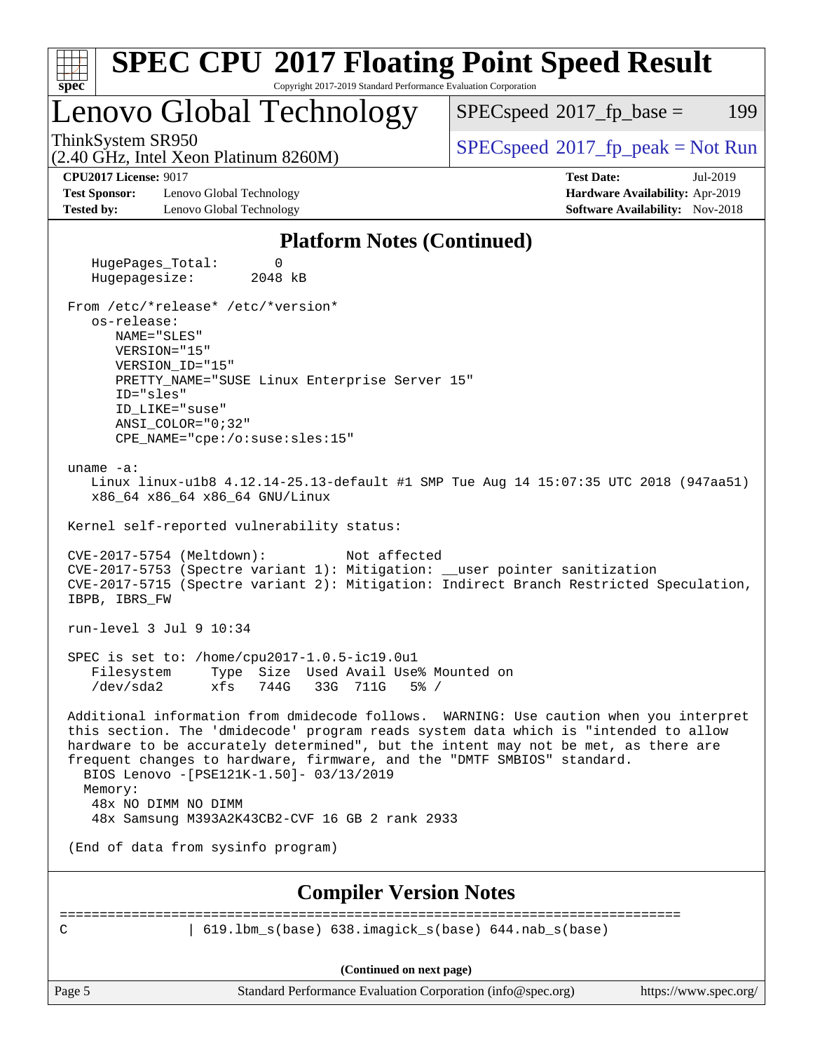## Platform Notes (Continued)

```
    HugePages_Total:       0
    Hugepagesize:       2048 kB

 From /etc/*release* /etc/*version*
    os-release:
       NAME="SLES"
       VERSION="15"
       VERSION_ID="15"
       PRETTY_NAME="SUSE Linux Enterprise Server 15"
       ID="sles"
       ID_LIKE="suse"
       ANSI_COLOR="0;32"
       CPE_NAME="cpe:/o:suse:sles:15"

 uname -a:
    Linux linux-u1b8 4.12.14-25.13-default #1 SMP Tue Aug 14 15:07:35 UTC 2018 (947aa51)
    x86_64 x86_64 x86_64 GNU/Linux

 Kernel self-reported vulnerability status:

 CVE-2017-5754 (Meltdown):          Not affected
 CVE-2017-5753 (Spectre variant 1): Mitigation: __user pointer sanitization
 CVE-2017-5715 (Spectre variant 2): Mitigation: Indirect Branch Restricted Speculation,
 IBPB, IBRS_FW

 run-level 3 Jul 9 10:34

 SPEC is set to: /home/cpu2017-1.0.5-ic19.0u1
    Filesystem     Type  Size  Used Avail Use% Mounted on
    /dev/sda2      xfs   744G   33G  711G   5% /

 Additional information from dmidecode follows.  WARNING: Use caution when you interpret
 this section. The 'dmidecode' program reads system data which is "intended to allow
 hardware to be accurately determined", but the intent may not be met, as there are
 frequent changes to hardware, firmware, and the "DMTF SMBIOS" standard.
   BIOS Lenovo -[PSE121K-1.50]- 03/13/2019
   Memory:
    48x NO DIMM NO DIMM
    48x Samsung M393A2K43CB2-CVF 16 GB 2 rank 2933

 (End of data from sysinfo program)
```

## Compiler Version Notes

```
==============================================================================
C               | 619.lbm_s(base) 638.imagick_s(base) 644.nab_s(base)
```

(Continued on next page)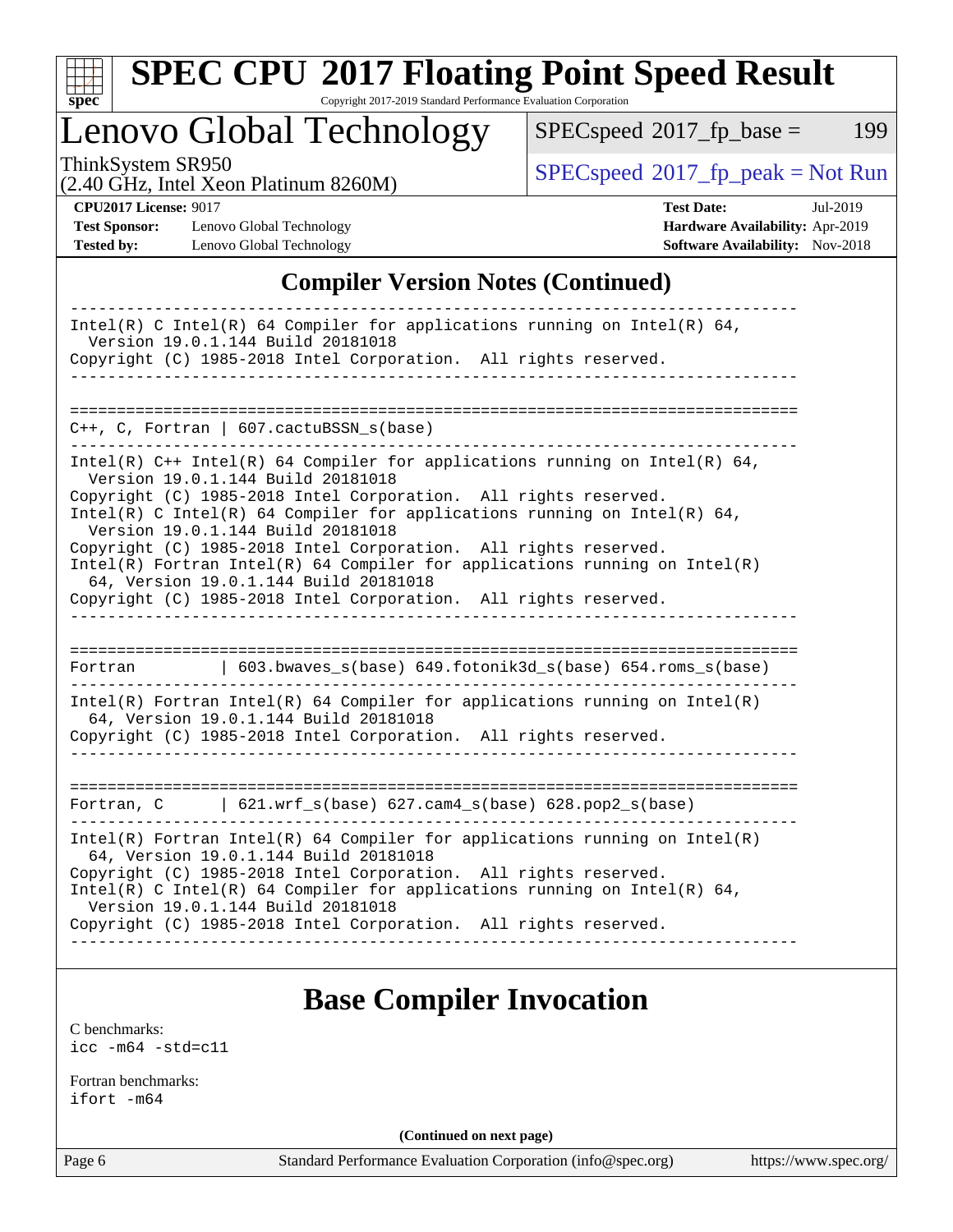## Compiler Version Notes (Continued)

```
------------------------------------------------------------------------------
Intel(R) C Intel(R) 64 Compiler for applications running on Intel(R) 64,
  Version 19.0.1.144 Build 20181018
Copyright (C) 1985-2018 Intel Corporation.  All rights reserved.
------------------------------------------------------------------------------

==============================================================================
C++, C, Fortran | 607.cactuBSSN_s(base)
------------------------------------------------------------------------------
Intel(R) C++ Intel(R) 64 Compiler for applications running on Intel(R) 64,
  Version 19.0.1.144 Build 20181018
Copyright (C) 1985-2018 Intel Corporation.  All rights reserved.
Intel(R) C Intel(R) 64 Compiler for applications running on Intel(R) 64,
  Version 19.0.1.144 Build 20181018
Copyright (C) 1985-2018 Intel Corporation.  All rights reserved.
Intel(R) Fortran Intel(R) 64 Compiler for applications running on Intel(R)
  64, Version 19.0.1.144 Build 20181018
Copyright (C) 1985-2018 Intel Corporation.  All rights reserved.
------------------------------------------------------------------------------

==============================================================================
Fortran         | 603.bwaves_s(base) 649.fotonik3d_s(base) 654.roms_s(base)
------------------------------------------------------------------------------
Intel(R) Fortran Intel(R) 64 Compiler for applications running on Intel(R)
  64, Version 19.0.1.144 Build 20181018
Copyright (C) 1985-2018 Intel Corporation.  All rights reserved.
------------------------------------------------------------------------------

==============================================================================
Fortran, C      | 621.wrf_s(base) 627.cam4_s(base) 628.pop2_s(base)
------------------------------------------------------------------------------
Intel(R) Fortran Intel(R) 64 Compiler for applications running on Intel(R)
  64, Version 19.0.1.144 Build 20181018
Copyright (C) 1985-2018 Intel Corporation.  All rights reserved.
Intel(R) C Intel(R) 64 Compiler for applications running on Intel(R) 64,
  Version 19.0.1.144 Build 20181018
Copyright (C) 1985-2018 Intel Corporation.  All rights reserved.
------------------------------------------------------------------------------
```

## Base Compiler Invocation

C benchmarks:
`icc -m64 -std=c11`

Fortran benchmarks:
`ifort -m64`

(Continued on next page)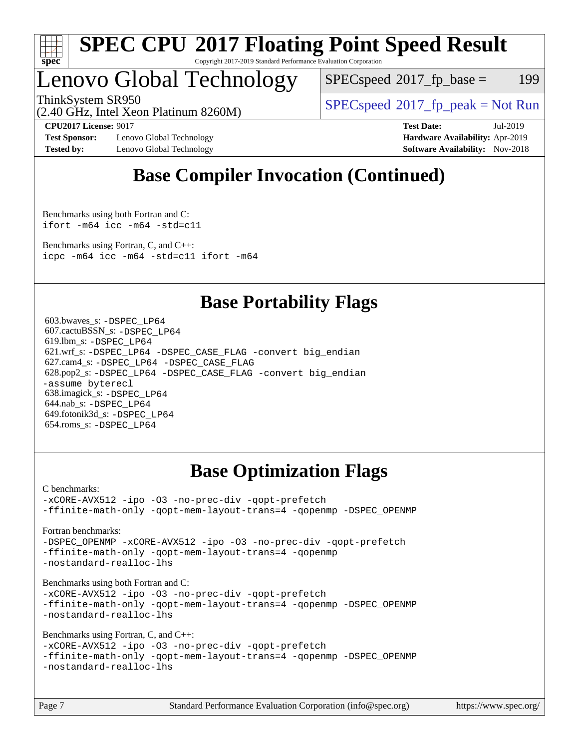## Base Compiler Invocation (Continued)

Benchmarks using both Fortran and C:

```
ifort -m64 icc -m64 -std=c11
```

Benchmarks using Fortran, C, and C++:

```
icpc -m64 icc -m64 -std=c11 ifort -m64
```

## Base Portability Flags

603.bwaves_s: `-DSPEC_LP64`
607.cactuBSSN_s: `-DSPEC_LP64`
619.lbm_s: `-DSPEC_LP64`
621.wrf_s: `-DSPEC_LP64 -DSPEC_CASE_FLAG -convert big_endian`
627.cam4_s: `-DSPEC_LP64 -DSPEC_CASE_FLAG`
628.pop2_s: `-DSPEC_LP64 -DSPEC_CASE_FLAG -convert big_endian -assume byterecl`
638.imagick_s: `-DSPEC_LP64`
644.nab_s: `-DSPEC_LP64`
649.fotonik3d_s: `-DSPEC_LP64`
654.roms_s: `-DSPEC_LP64`

## Base Optimization Flags

C benchmarks:

```
-xCORE-AVX512 -ipo -O3 -no-prec-div -qopt-prefetch
-ffinite-math-only -qopt-mem-layout-trans=4 -qopenmp -DSPEC_OPENMP
```

Fortran benchmarks:

```
-DSPEC_OPENMP -xCORE-AVX512 -ipo -O3 -no-prec-div -qopt-prefetch
-ffinite-math-only -qopt-mem-layout-trans=4 -qopenmp
-nostandard-realloc-lhs
```

Benchmarks using both Fortran and C:

```
-xCORE-AVX512 -ipo -O3 -no-prec-div -qopt-prefetch
-ffinite-math-only -qopt-mem-layout-trans=4 -qopenmp -DSPEC_OPENMP
-nostandard-realloc-lhs
```

Benchmarks using Fortran, C, and C++:

```
-xCORE-AVX512 -ipo -O3 -no-prec-div -qopt-prefetch
-ffinite-math-only -qopt-mem-layout-trans=4 -qopenmp -DSPEC_OPENMP
-nostandard-realloc-lhs
```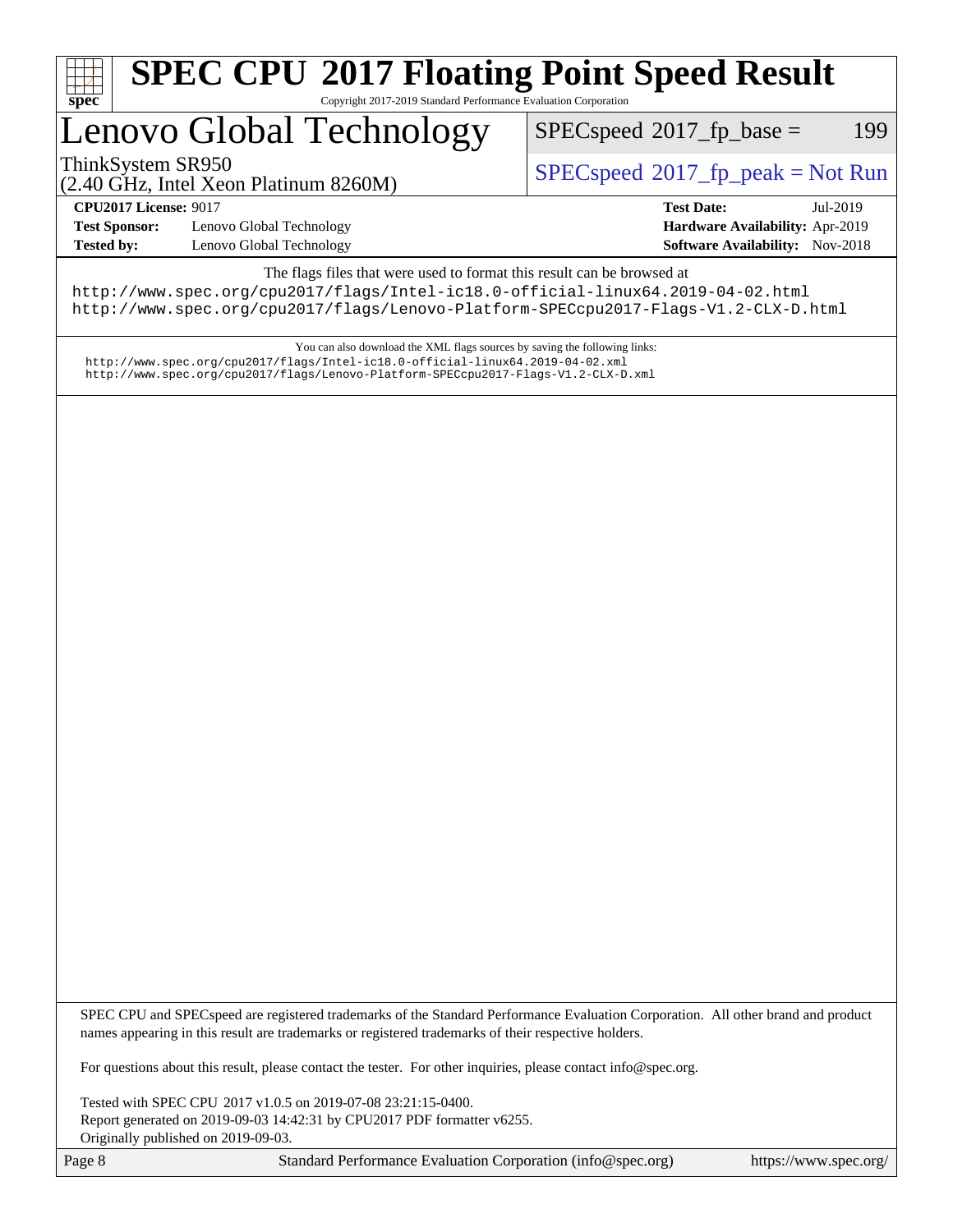The flags files that were used to format this result can be browsed at

http://www.spec.org/cpu2017/flags/Intel-ic18.0-official-linux64.2019-04-02.html
http://www.spec.org/cpu2017/flags/Lenovo-Platform-SPECcpu2017-Flags-V1.2-CLX-D.html

You can also download the XML flags sources by saving the following links:

http://www.spec.org/cpu2017/flags/Intel-ic18.0-official-linux64.2019-04-02.xml
http://www.spec.org/cpu2017/flags/Lenovo-Platform-SPECcpu2017-Flags-V1.2-CLX-D.xml

SPEC CPU and SPECspeed are registered trademarks of the Standard Performance Evaluation Corporation. All other brand and product names appearing in this result are trademarks or registered trademarks of their respective holders.

For questions about this result, please contact the tester. For other inquiries, please contact info@spec.org.

Tested with SPEC CPU 2017 v1.0.5 on 2019-07-08 23:21:15-0400.
Report generated on 2019-09-03 14:42:31 by CPU2017 PDF formatter v6255.
Originally published on 2019-09-03.